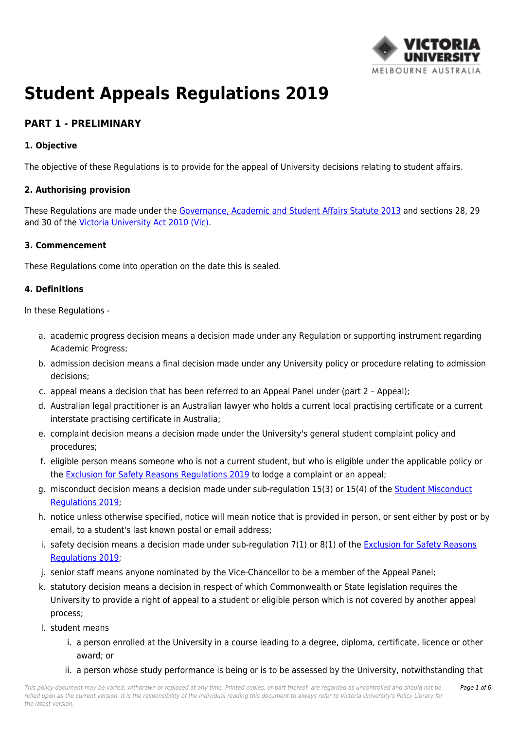# Student Appeals Regulations 2019

## PART 1 - PRELIMINARY

### 1. Objective

The objective of these Regulations is to provide for the appeal of University decisions relating to student affairs.

### 2. Authorising provision

These Regulations are made under the Governance, Academic and Student Affairs Statute 2013 and sections 28, 29 and 30 of the Victoria University Act 2010 (Vic).

### 3. Commencement

These Regulations come into operation on the date this is sealed.

### 4. Definitions

In these Regulations -

a. academic progress decision means a decision made under any Regulation or supporting instrument regarding Academic Progress;
b. admission decision means a final decision made under any University policy or procedure relating to admission decisions;
c. appeal means a decision that has been referred to an Appeal Panel under (part 2 – Appeal);
d. Australian legal practitioner is an Australian lawyer who holds a current local practising certificate or a current interstate practising certificate in Australia;
e. complaint decision means a decision made under the University's general student complaint policy and procedures;
f. eligible person means someone who is not a current student, but who is eligible under the applicable policy or the Exclusion for Safety Reasons Regulations 2019 to lodge a complaint or an appeal;
g. misconduct decision means a decision made under sub-regulation 15(3) or 15(4) of the Student Misconduct Regulations 2019;
h. notice unless otherwise specified, notice will mean notice that is provided in person, or sent either by post or by email, to a student's last known postal or email address;
i. safety decision means a decision made under sub-regulation 7(1) or 8(1) of the Exclusion for Safety Reasons Regulations 2019;
j. senior staff means anyone nominated by the Vice-Chancellor to be a member of the Appeal Panel;
k. statutory decision means a decision in respect of which Commonwealth or State legislation requires the University to provide a right of appeal to a student or eligible person which is not covered by another appeal process;
l. student means
    i. a person enrolled at the University in a course leading to a degree, diploma, certificate, licence or other award; or
    ii. a person whose study performance is being or is to be assessed by the University, notwithstanding that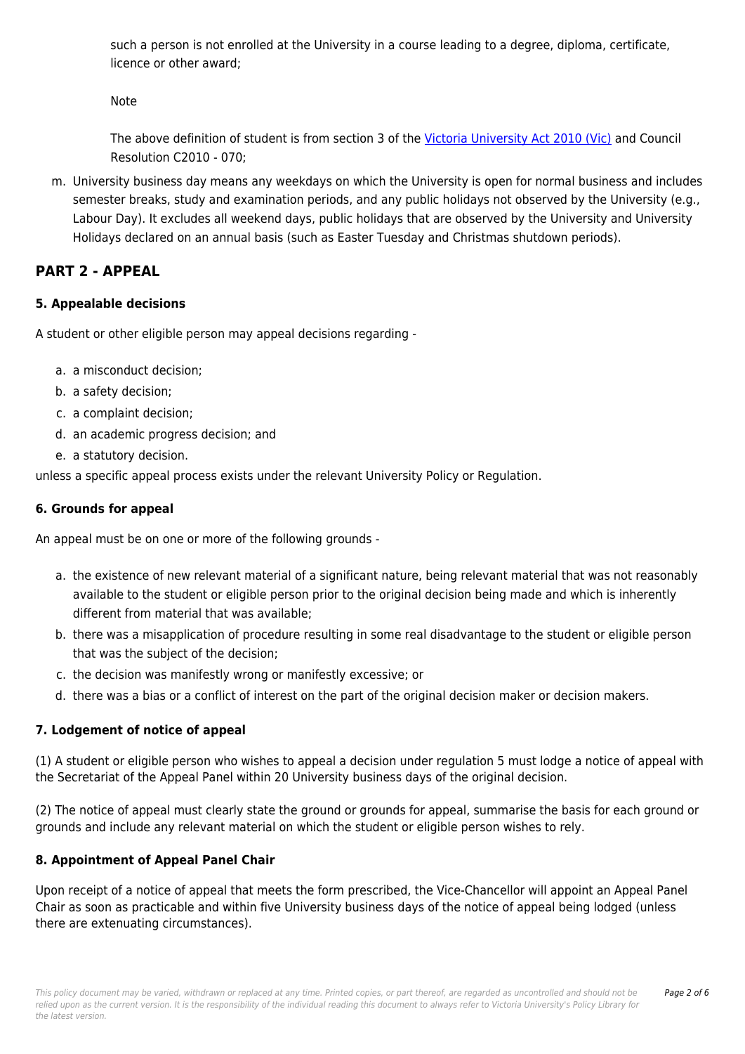such a person is not enrolled at the University in a course leading to a degree, diploma, certificate, licence or other award;

Note

The above definition of student is from section 3 of the [Victoria University Act 2010 (Vic)] and Council Resolution C2010 - 070;

m. University business day means any weekdays on which the University is open for normal business and includes semester breaks, study and examination periods, and any public holidays not observed by the University (e.g., Labour Day). It excludes all weekend days, public holidays that are observed by the University and University Holidays declared on an annual basis (such as Easter Tuesday and Christmas shutdown periods).

## PART 2 - APPEAL

### 5. Appealable decisions

A student or other eligible person may appeal decisions regarding -

a. a misconduct decision;
b. a safety decision;
c. a complaint decision;
d. an academic progress decision; and
e. a statutory decision.

unless a specific appeal process exists under the relevant University Policy or Regulation.

### 6. Grounds for appeal

An appeal must be on one or more of the following grounds -

a. the existence of new relevant material of a significant nature, being relevant material that was not reasonably available to the student or eligible person prior to the original decision being made and which is inherently different from material that was available;
b. there was a misapplication of procedure resulting in some real disadvantage to the student or eligible person that was the subject of the decision;
c. the decision was manifestly wrong or manifestly excessive; or
d. there was a bias or a conflict of interest on the part of the original decision maker or decision makers.

### 7. Lodgement of notice of appeal

(1) A student or eligible person who wishes to appeal a decision under regulation 5 must lodge a notice of appeal with the Secretariat of the Appeal Panel within 20 University business days of the original decision.

(2) The notice of appeal must clearly state the ground or grounds for appeal, summarise the basis for each ground or grounds and include any relevant material on which the student or eligible person wishes to rely.

### 8. Appointment of Appeal Panel Chair

Upon receipt of a notice of appeal that meets the form prescribed, the Vice-Chancellor will appoint an Appeal Panel Chair as soon as practicable and within five University business days of the notice of appeal being lodged (unless there are extenuating circumstances).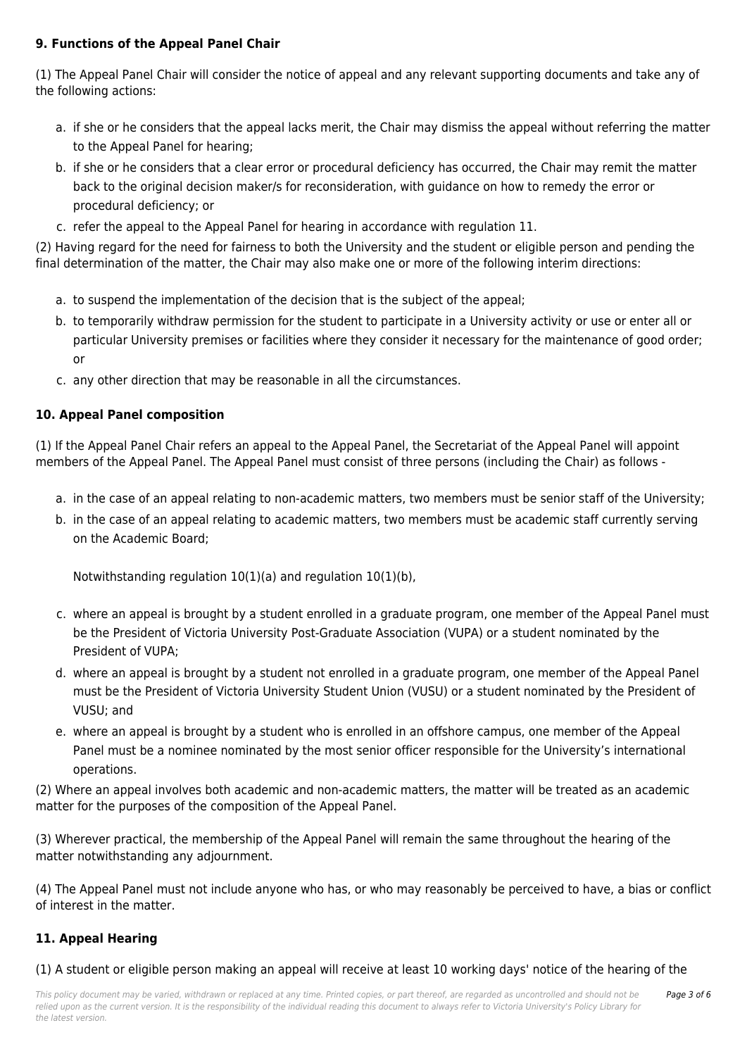### 9. Functions of the Appeal Panel Chair

(1) The Appeal Panel Chair will consider the notice of appeal and any relevant supporting documents and take any of the following actions:

a. if she or he considers that the appeal lacks merit, the Chair may dismiss the appeal without referring the matter to the Appeal Panel for hearing;
b. if she or he considers that a clear error or procedural deficiency has occurred, the Chair may remit the matter back to the original decision maker/s for reconsideration, with guidance on how to remedy the error or procedural deficiency; or
c. refer the appeal to the Appeal Panel for hearing in accordance with regulation 11.

(2) Having regard for the need for fairness to both the University and the student or eligible person and pending the final determination of the matter, the Chair may also make one or more of the following interim directions:

a. to suspend the implementation of the decision that is the subject of the appeal;
b. to temporarily withdraw permission for the student to participate in a University activity or use or enter all or particular University premises or facilities where they consider it necessary for the maintenance of good order; or
c. any other direction that may be reasonable in all the circumstances.

### 10. Appeal Panel composition

(1) If the Appeal Panel Chair refers an appeal to the Appeal Panel, the Secretariat of the Appeal Panel will appoint members of the Appeal Panel. The Appeal Panel must consist of three persons (including the Chair) as follows -

a. in the case of an appeal relating to non-academic matters, two members must be senior staff of the University;
b. in the case of an appeal relating to academic matters, two members must be academic staff currently serving on the Academic Board;

   Notwithstanding regulation 10(1)(a) and regulation 10(1)(b),

c. where an appeal is brought by a student enrolled in a graduate program, one member of the Appeal Panel must be the President of Victoria University Post-Graduate Association (VUPA) or a student nominated by the President of VUPA;
d. where an appeal is brought by a student not enrolled in a graduate program, one member of the Appeal Panel must be the President of Victoria University Student Union (VUSU) or a student nominated by the President of VUSU; and
e. where an appeal is brought by a student who is enrolled in an offshore campus, one member of the Appeal Panel must be a nominee nominated by the most senior officer responsible for the University's international operations.

(2) Where an appeal involves both academic and non-academic matters, the matter will be treated as an academic matter for the purposes of the composition of the Appeal Panel.

(3) Wherever practical, the membership of the Appeal Panel will remain the same throughout the hearing of the matter notwithstanding any adjournment.

(4) The Appeal Panel must not include anyone who has, or who may reasonably be perceived to have, a bias or conflict of interest in the matter.

### 11. Appeal Hearing

(1) A student or eligible person making an appeal will receive at least 10 working days' notice of the hearing of the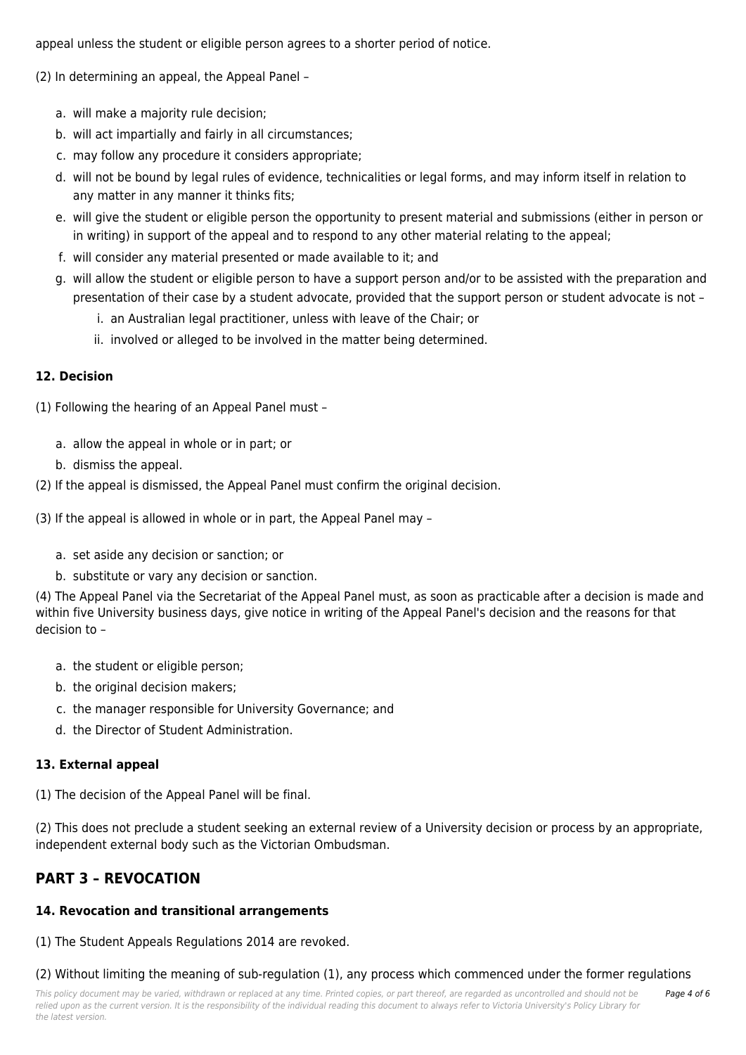appeal unless the student or eligible person agrees to a shorter period of notice.

(2) In determining an appeal, the Appeal Panel –

a. will make a majority rule decision;
b. will act impartially and fairly in all circumstances;
c. may follow any procedure it considers appropriate;
d. will not be bound by legal rules of evidence, technicalities or legal forms, and may inform itself in relation to any matter in any manner it thinks fits;
e. will give the student or eligible person the opportunity to present material and submissions (either in person or in writing) in support of the appeal and to respond to any other material relating to the appeal;
f. will consider any material presented or made available to it; and
g. will allow the student or eligible person to have a support person and/or to be assisted with the preparation and presentation of their case by a student advocate, provided that the support person or student advocate is not –
    i. an Australian legal practitioner, unless with leave of the Chair; or
    ii. involved or alleged to be involved in the matter being determined.

### 12. Decision

(1) Following the hearing of an Appeal Panel must –

a. allow the appeal in whole or in part; or
b. dismiss the appeal.

(2) If the appeal is dismissed, the Appeal Panel must confirm the original decision.

(3) If the appeal is allowed in whole or in part, the Appeal Panel may –

a. set aside any decision or sanction; or
b. substitute or vary any decision or sanction.

(4) The Appeal Panel via the Secretariat of the Appeal Panel must, as soon as practicable after a decision is made and within five University business days, give notice in writing of the Appeal Panel's decision and the reasons for that decision to –

a. the student or eligible person;
b. the original decision makers;
c. the manager responsible for University Governance; and
d. the Director of Student Administration.

### 13. External appeal

(1) The decision of the Appeal Panel will be final.

(2) This does not preclude a student seeking an external review of a University decision or process by an appropriate, independent external body such as the Victorian Ombudsman.

## PART 3 – REVOCATION

### 14. Revocation and transitional arrangements

(1) The Student Appeals Regulations 2014 are revoked.

(2) Without limiting the meaning of sub-regulation (1), any process which commenced under the former regulations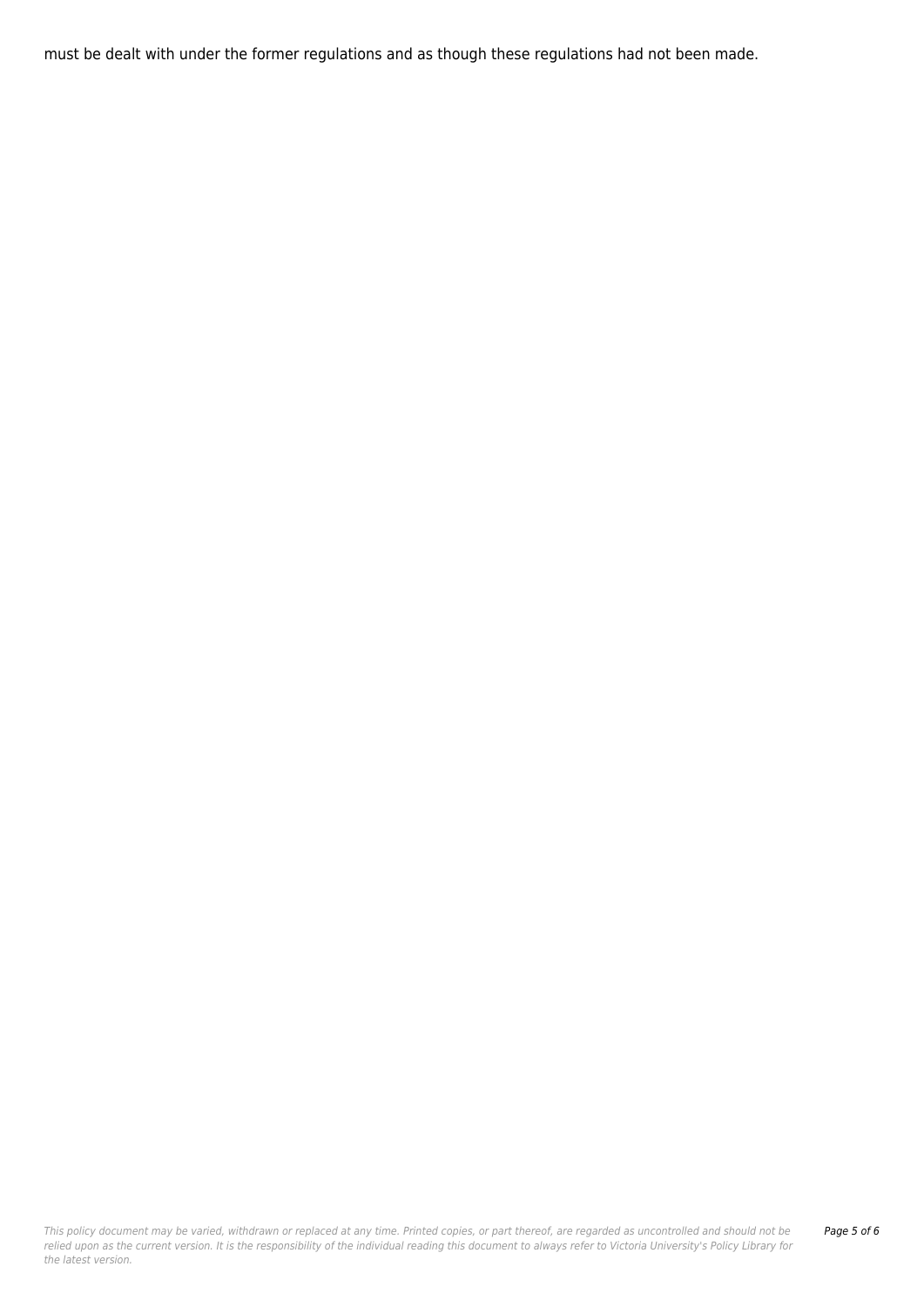must be dealt with under the former regulations and as though these regulations had not been made.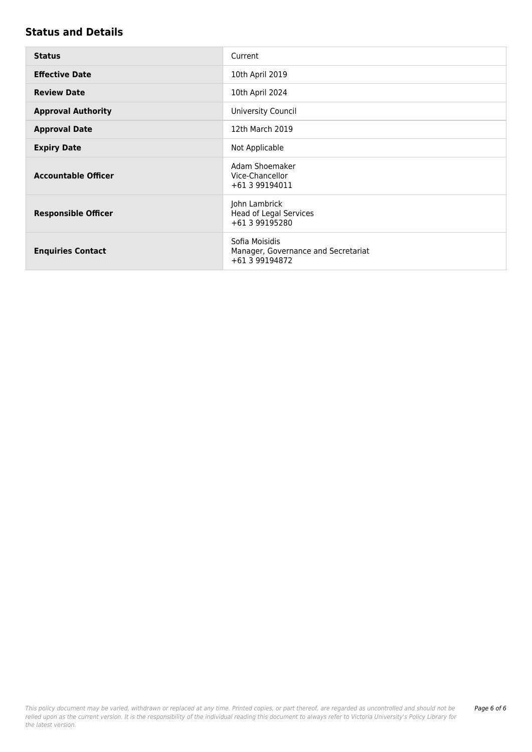## Status and Details

| | |
|---|---|
| **Status** | Current |
| **Effective Date** | 10th April 2019 |
| **Review Date** | 10th April 2024 |
| **Approval Authority** | University Council |
| **Approval Date** | 12th March 2019 |
| **Expiry Date** | Not Applicable |
| **Accountable Officer** | Adam Shoemaker<br>Vice-Chancellor<br>+61 3 99194011 |
| **Responsible Officer** | John Lambrick<br>Head of Legal Services<br>+61 3 99195280 |
| **Enquiries Contact** | Sofia Moisidis<br>Manager, Governance and Secretariat<br>+61 3 99194872 |

*This policy document may be varied, withdrawn or replaced at any time. Printed copies, or part thereof, are regarded as uncontrolled and should not be relied upon as the current version. It is the responsibility of the individual reading this document to always refer to Victoria University's Policy Library for the latest version.*